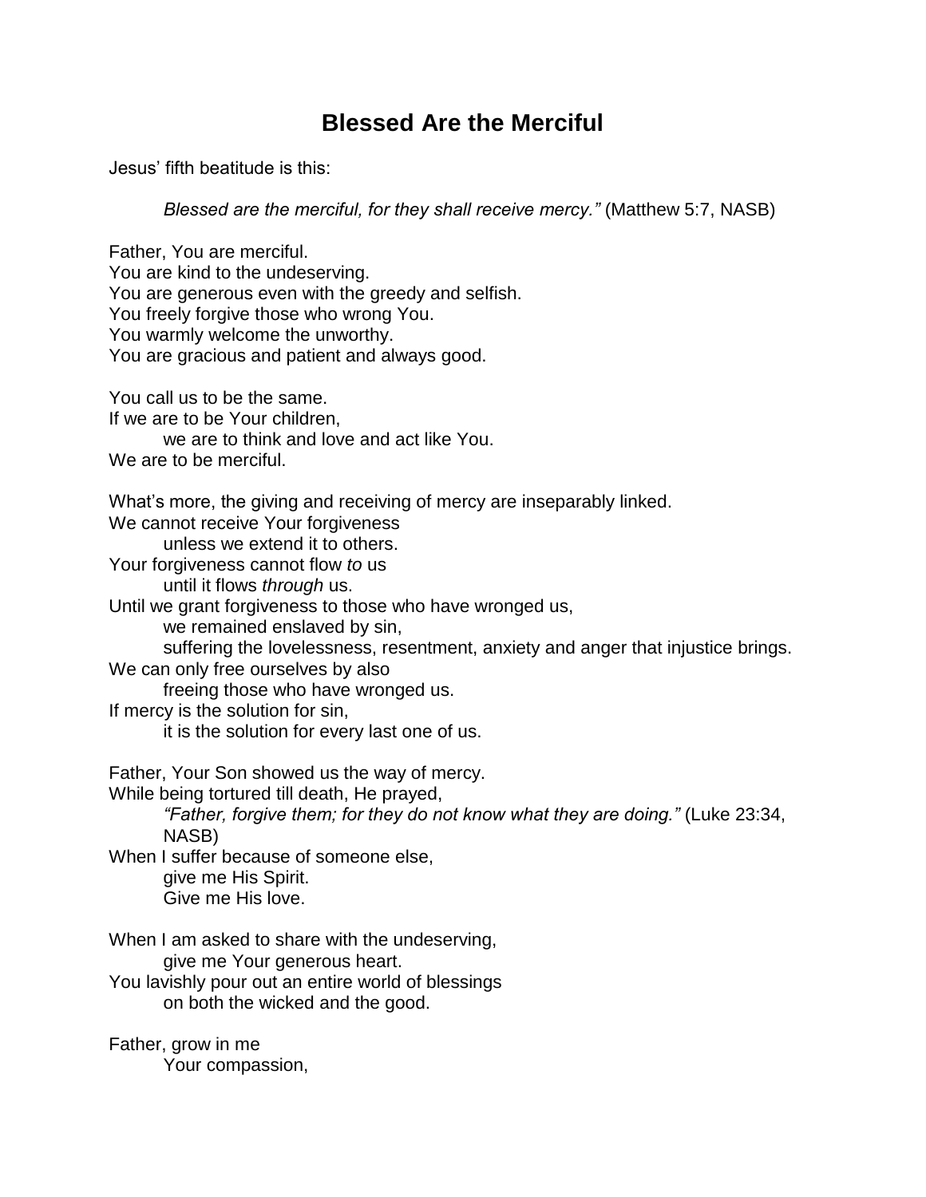# Blessed Are the Merciful

Jesus' fifth beatitude is this:

> *Blessed are the merciful, for they shall receive mercy."* (Matthew 5:7, NASB)

Father, You are merciful.  
You are kind to the undeserving.  
You are generous even with the greedy and selfish.  
You freely forgive those who wrong You.  
You warmly welcome the unworthy.  
You are gracious and patient and always good.

You call us to be the same.  
If we are to be Your children,  
  we are to think and love and act like You.  
We are to be merciful.

What's more, the giving and receiving of mercy are inseparably linked.  
We cannot receive Your forgiveness  
  unless we extend it to others.  
Your forgiveness cannot flow *to* us  
  until it flows *through* us.  
Until we grant forgiveness to those who have wronged us,  
  we remained enslaved by sin,  
  suffering the lovelessness, resentment, anxiety and anger that injustice brings.  
We can only free ourselves by also  
  freeing those who have wronged us.  
If mercy is the solution for sin,  
  it is the solution for every last one of us.

Father, Your Son showed us the way of mercy.  
While being tortured till death, He prayed,  
  *"Father, forgive them; for they do not know what they are doing."* (Luke 23:34, NASB)  
When I suffer because of someone else,  
  give me His Spirit.  
  Give me His love.

When I am asked to share with the undeserving,  
  give me Your generous heart.  
You lavishly pour out an entire world of blessings  
  on both the wicked and the good.

Father, grow in me  
  Your compassion,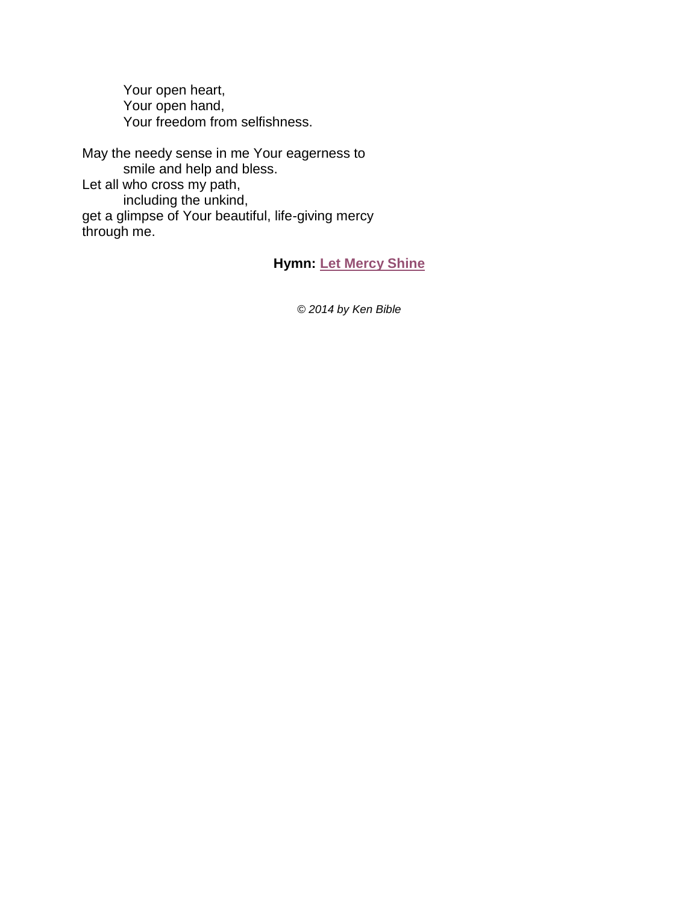Your open heart,  
Your open hand,  
Your freedom from selfishness.

May the needy sense in me Your eagerness to  
smile and help and bless.  
Let all who cross my path,  
including the unkind,  
get a glimpse of Your beautiful, life-giving mercy  
through me.

**Hymn: Let Mercy Shine**

*© 2014 by Ken Bible*